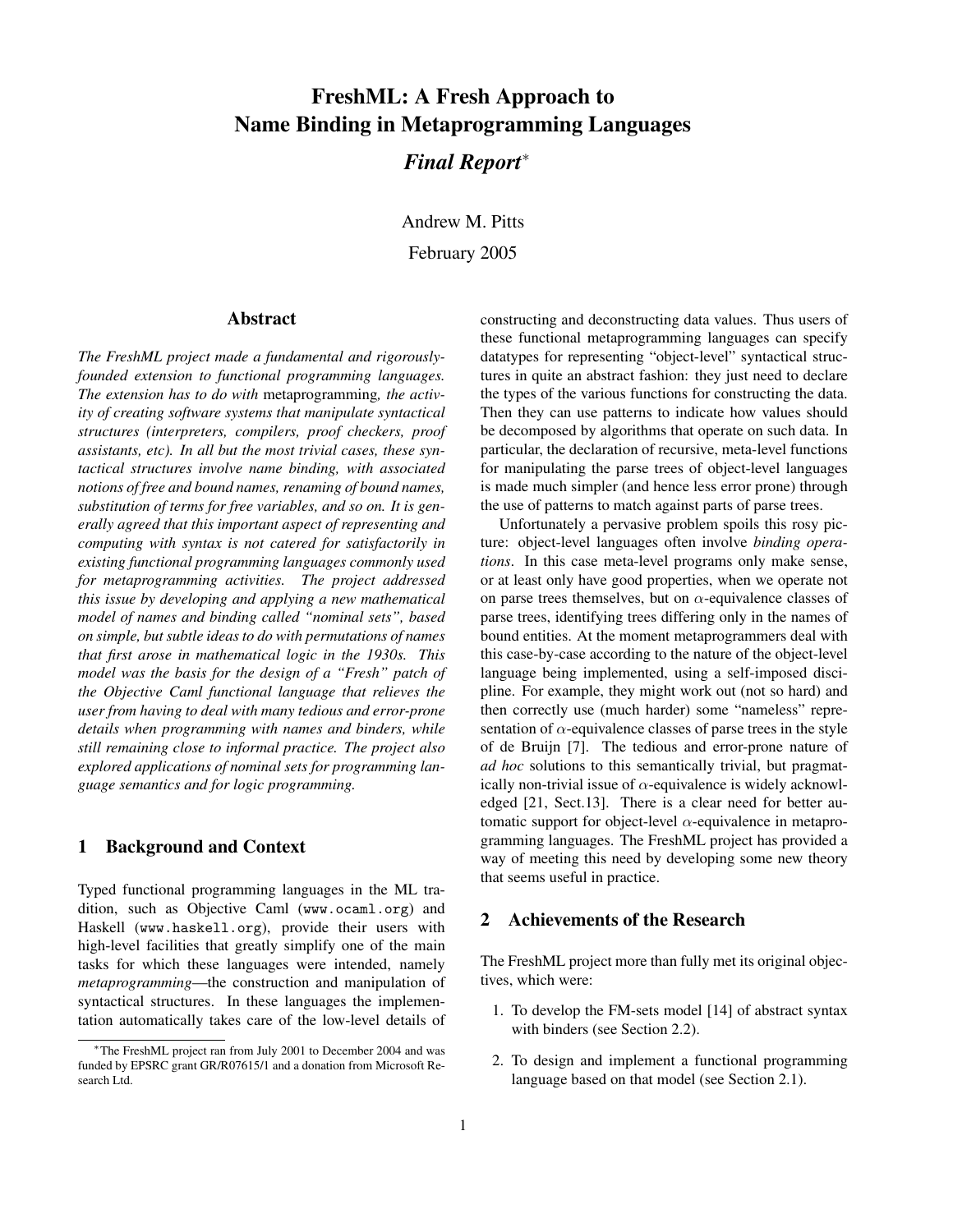# FreshML: A Fresh Approach to Name Binding in Metaprogramming Languages

## *Final Report*[*]

Andrew M. Pitts

February 2005

### Abstract

*The FreshML project made a fundamental and rigorously-founded extension to functional programming languages. The extension has to do with* metaprogramming*, the activity of creating software systems that manipulate syntactical structures (interpreters, compilers, proof checkers, proof assistants, etc). In all but the most trivial cases, these syntactical structures involve name binding, with associated notions of free and bound names, renaming of bound names, substitution of terms for free variables, and so on. It is generally agreed that this important aspect of representing and computing with syntax is not catered for satisfactorily in existing functional programming languages commonly used for metaprogramming activities. The project addressed this issue by developing and applying a new mathematical model of names and binding called "nominal sets", based on simple, but subtle ideas to do with permutations of names that first arose in mathematical logic in the 1930s. This model was the basis for the design of a "Fresh" patch of the Objective Caml functional language that relieves the user from having to deal with many tedious and error-prone details when programming with names and binders, while still remaining close to informal practice. The project also explored applications of nominal sets for programming language semantics and for logic programming.*

## 1 Background and Context

Typed functional programming languages in the ML tradition, such as Objective Caml (`www.ocaml.org`) and Haskell (`www.haskell.org`), provide their users with high-level facilities that greatly simplify one of the main tasks for which these languages were intended, namely *metaprogramming*—the construction and manipulation of syntactical structures. In these languages the implementation automatically takes care of the low-level details of constructing and deconstructing data values. Thus users of these functional metaprogramming languages can specify datatypes for representing "object-level" syntactical structures in quite an abstract fashion: they just need to declare the types of the various functions for constructing the data. Then they can use patterns to indicate how values should be decomposed by algorithms that operate on such data. In particular, the declaration of recursive, meta-level functions for manipulating the parse trees of object-level languages is made much simpler (and hence less error prone) through the use of patterns to match against parts of parse trees.

Unfortunately a pervasive problem spoils this rosy picture: object-level languages often involve *binding operations*. In this case meta-level programs only make sense, or at least only have good properties, when we operate not on parse trees themselves, but on $\alpha$-equivalence classes of parse trees, identifying trees differing only in the names of bound entities. At the moment metaprogrammers deal with this case-by-case according to the nature of the object-level language being implemented, using a self-imposed discipline. For example, they might work out (not so hard) and then correctly use (much harder) some "nameless" representation of $\alpha$-equivalence classes of parse trees in the style of de Bruijn [7]. The tedious and error-prone nature of *ad hoc* solutions to this semantically trivial, but pragmatically non-trivial issue of $\alpha$-equivalence is widely acknowledged [21, Sect.13]. There is a clear need for better automatic support for object-level $\alpha$-equivalence in metaprogramming languages. The FreshML project has provided a way of meeting this need by developing some new theory that seems useful in practice.

## 2 Achievements of the Research

The FreshML project more than fully met its original objectives, which were:

1. To develop the FM-sets model [14] of abstract syntax with binders (see Section 2.2).
2. To design and implement a functional programming language based on that model (see Section 2.1).

[*] The FreshML project ran from July 2001 to December 2004 and was funded by EPSRC grant GR/R07615/1 and a donation from Microsoft Research Ltd.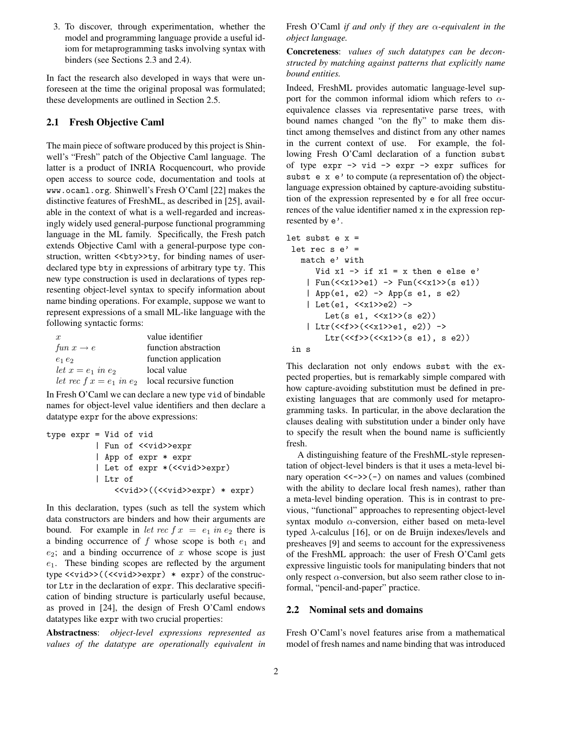3. To discover, through experimentation, whether the model and programming language provide a useful idiom for metaprogramming tasks involving syntax with binders (see Sections 2.3 and 2.4).

In fact the research also developed in ways that were unforeseen at the time the original proposal was formulated; these developments are outlined in Section 2.5.

## 2.1 Fresh Objective Caml

The main piece of software produced by this project is Shinwell's "Fresh" patch of the Objective Caml language. The latter is a product of INRIA Rocquencourt, who provide open access to source code, documentation and tools at `www.ocaml.org`. Shinwell's Fresh O'Caml [22] makes the distinctive features of FreshML, as described in [25], available in the context of what is a well-regarded and increasingly widely used general-purpose functional programming language in the ML family. Specifically, the Fresh patch extends Objective Caml with a general-purpose type construction, written `<<bty>>ty`, for binding names of user-declared type `bty` in expressions of arbitrary type `ty`. This new type construction is used in declarations of types representing object-level syntax to specify information about name binding operations. For example, suppose we want to represent expressions of a small ML-like language with the following syntactic forms:

| | |
|---|---|
| $x$ | value identifier |
| $fun\ x \to e$ | function abstraction |
| $e_1\, e_2$ | function application |
| $let\ x = e_1\ in\ e_2$ | local value |
| $let\ rec\ f\, x = e_1\ in\ e_2$ | local recursive function |

In Fresh O'Caml we can declare a new type `vid` of bindable names for object-level value identifiers and then declare a datatype `expr` for the above expressions:

```
type expr = Vid of vid
          | Fun of <<vid>>expr
          | App of expr * expr
          | Let of expr *(<<vid>>expr)
          | Ltr of
              <<vid>>((<<vid>>expr) * expr)
```

In this declaration, types (such as tell the system which data constructors are binders and how their arguments are bound. For example in $let\ rec\ f\, x\ =\ e_1\ in\ e_2$ there is a binding occurrence of $f$ whose scope is both $e_1$ and $e_2$; and a binding occurrence of $x$ whose scope is just $e_1$. These binding scopes are reflected by the argument type `<<vid>>((<<vid>>expr) * expr)` of the constructor `Ltr` in the declaration of `expr`. This declarative specification of binding structure is particularly useful because, as proved in [24], the design of Fresh O'Caml endows datatypes like `expr` with two crucial properties:

**Abstractness**: *object-level expressions represented as values of the datatype are operationally equivalent in* Fresh O'Caml *if and only if they are $\alpha$-equivalent in the object language.*

**Concreteness**: *values of such datatypes can be deconstructed by matching against patterns that explicitly name bound entities.*

Indeed, FreshML provides automatic language-level support for the common informal idiom which refers to $\alpha$-equivalence classes via representative parse trees, with bound names changed "on the fly" to make them distinct among themselves and distinct from any other names in the current context of use. For example, the following Fresh O'Caml declaration of a function `subst` of type `expr -> vid -> expr -> expr` suffices for `subst e x e'` to compute (a representation of) the object-language expression obtained by capture-avoiding substitution of the expression represented by `e` for all free occurrences of the value identifier named `x` in the expression represented by `e'`.

```
let subst e x =
 let rec s e' =
   match e' with
      Vid x1 -> if x1 = x then e else e'
    | Fun(<<x1>>e1) -> Fun(<<x1>>(s e1))
    | App(e1, e2) -> App(s e1, s e2)
    | Let(e1, <<x1>>e2) ->
        Let(s e1, <<x1>>(s e2))
    | Ltr(<<f>>(<<x1>>e1, e2)) ->
        Ltr(<<f>>(<<x1>>(s e1), s e2))
 in s
```

This declaration not only endows `subst` with the expected properties, but is remarkably simple compared with how capture-avoiding substitution must be defined in preexisting languages that are commonly used for metaprogramming tasks. In particular, in the above declaration the clauses dealing with substitution under a binder only have to specify the result when the bound name is sufficiently fresh.

A distinguishing feature of the FreshML-style representation of object-level binders is that it uses a meta-level binary operation `<<->>(-)` on names and values (combined with the ability to declare local fresh names), rather than a meta-level binding operation. This is in contrast to previous, "functional" approaches to representing object-level syntax modulo $\alpha$-conversion, either based on meta-level typed $\lambda$-calculus [16], or on de Bruijn indexes/levels and presheaves [9] and seems to account for the expressiveness of the FreshML approach: the user of Fresh O'Caml gets expressive linguistic tools for manipulating binders that not only respect $\alpha$-conversion, but also seem rather close to informal, "pencil-and-paper" practice.

## 2.2 Nominal sets and domains

Fresh O'Caml's novel features arise from a mathematical model of fresh names and name binding that was introduced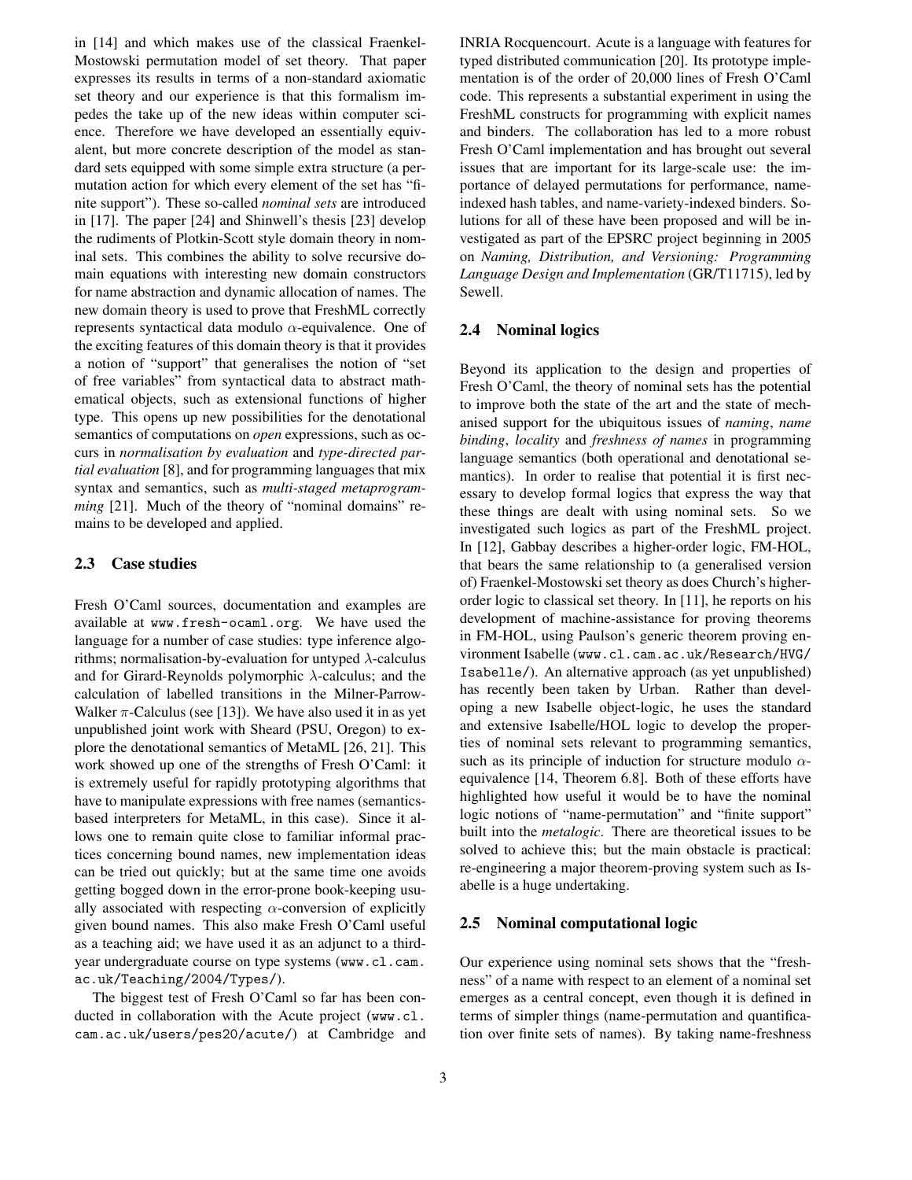in [14] and which makes use of the classical Fraenkel-Mostowski permutation model of set theory. That paper expresses its results in terms of a non-standard axiomatic set theory and our experience is that this formalism impedes the take up of the new ideas within computer science. Therefore we have developed an essentially equivalent, but more concrete description of the model as standard sets equipped with some simple extra structure (a permutation action for which every element of the set has "finite support"). These so-called *nominal sets* are introduced in [17]. The paper [24] and Shinwell's thesis [23] develop the rudiments of Plotkin-Scott style domain theory in nominal sets. This combines the ability to solve recursive domain equations with interesting new domain constructors for name abstraction and dynamic allocation of names. The new domain theory is used to prove that FreshML correctly represents syntactical data modulo $\alpha$-equivalence. One of the exciting features of this domain theory is that it provides a notion of "support" that generalises the notion of "set of free variables" from syntactical data to abstract mathematical objects, such as extensional functions of higher type. This opens up new possibilities for the denotational semantics of computations on *open* expressions, such as occurs in *normalisation by evaluation* and *type-directed partial evaluation* [8], and for programming languages that mix syntax and semantics, such as *multi-staged metaprogramming* [21]. Much of the theory of "nominal domains" remains to be developed and applied.

## 2.3 Case studies

Fresh O'Caml sources, documentation and examples are available at www.fresh-ocaml.org. We have used the language for a number of case studies: type inference algorithms; normalisation-by-evaluation for untyped $\lambda$-calculus and for Girard-Reynolds polymorphic $\lambda$-calculus; and the calculation of labelled transitions in the Milner-Parrow-Walker $\pi$-Calculus (see [13]). We have also used it in as yet unpublished joint work with Sheard (PSU, Oregon) to explore the denotational semantics of MetaML [26, 21]. This work showed up one of the strengths of Fresh O'Caml: it is extremely useful for rapidly prototyping algorithms that have to manipulate expressions with free names (semantics-based interpreters for MetaML, in this case). Since it allows one to remain quite close to familiar informal practices concerning bound names, new implementation ideas can be tried out quickly; but at the same time one avoids getting bogged down in the error-prone book-keeping usually associated with respecting $\alpha$-conversion of explicitly given bound names. This also make Fresh O'Caml useful as a teaching aid; we have used it as an adjunct to a third-year undergraduate course on type systems (www.cl.cam.ac.uk/Teaching/2004/Types/).

The biggest test of Fresh O'Caml so far has been conducted in collaboration with the Acute project (www.cl.cam.ac.uk/users/pes20/acute/) at Cambridge and INRIA Rocquencourt. Acute is a language with features for typed distributed communication [20]. Its prototype implementation is of the order of 20,000 lines of Fresh O'Caml code. This represents a substantial experiment in using the FreshML constructs for programming with explicit names and binders. The collaboration has led to a more robust Fresh O'Caml implementation and has brought out several issues that are important for its large-scale use: the importance of delayed permutations for performance, name-indexed hash tables, and name-variety-indexed binders. Solutions for all of these have been proposed and will be investigated as part of the EPSRC project beginning in 2005 on *Naming, Distribution, and Versioning: Programming Language Design and Implementation* (GR/T11715), led by Sewell.

## 2.4 Nominal logics

Beyond its application to the design and properties of Fresh O'Caml, the theory of nominal sets has the potential to improve both the state of the art and the state of mechanised support for the ubiquitous issues of *naming*, *name binding*, *locality* and *freshness of names* in programming language semantics (both operational and denotational semantics). In order to realise that potential it is first necessary to develop formal logics that express the way that these things are dealt with using nominal sets. So we investigated such logics as part of the FreshML project. In [12], Gabbay describes a higher-order logic, FM-HOL, that bears the same relationship to (a generalised version of) Fraenkel-Mostowski set theory as does Church's higher-order logic to classical set theory. In [11], he reports on his development of machine-assistance for proving theorems in FM-HOL, using Paulson's generic theorem proving environment Isabelle (www.cl.cam.ac.uk/Research/HVG/Isabelle/). An alternative approach (as yet unpublished) has recently been taken by Urban. Rather than developing a new Isabelle object-logic, he uses the standard and extensive Isabelle/HOL logic to develop the properties of nominal sets relevant to programming semantics, such as its principle of induction for structure modulo $\alpha$-equivalence [14, Theorem 6.8]. Both of these efforts have highlighted how useful it would be to have the nominal logic notions of "name-permutation" and "finite support" built into the *metalogic*. There are theoretical issues to be solved to achieve this; but the main obstacle is practical: re-engineering a major theorem-proving system such as Isabelle is a huge undertaking.

## 2.5 Nominal computational logic

Our experience using nominal sets shows that the "freshness" of a name with respect to an element of a nominal set emerges as a central concept, even though it is defined in terms of simpler things (name-permutation and quantification over finite sets of names). By taking name-freshness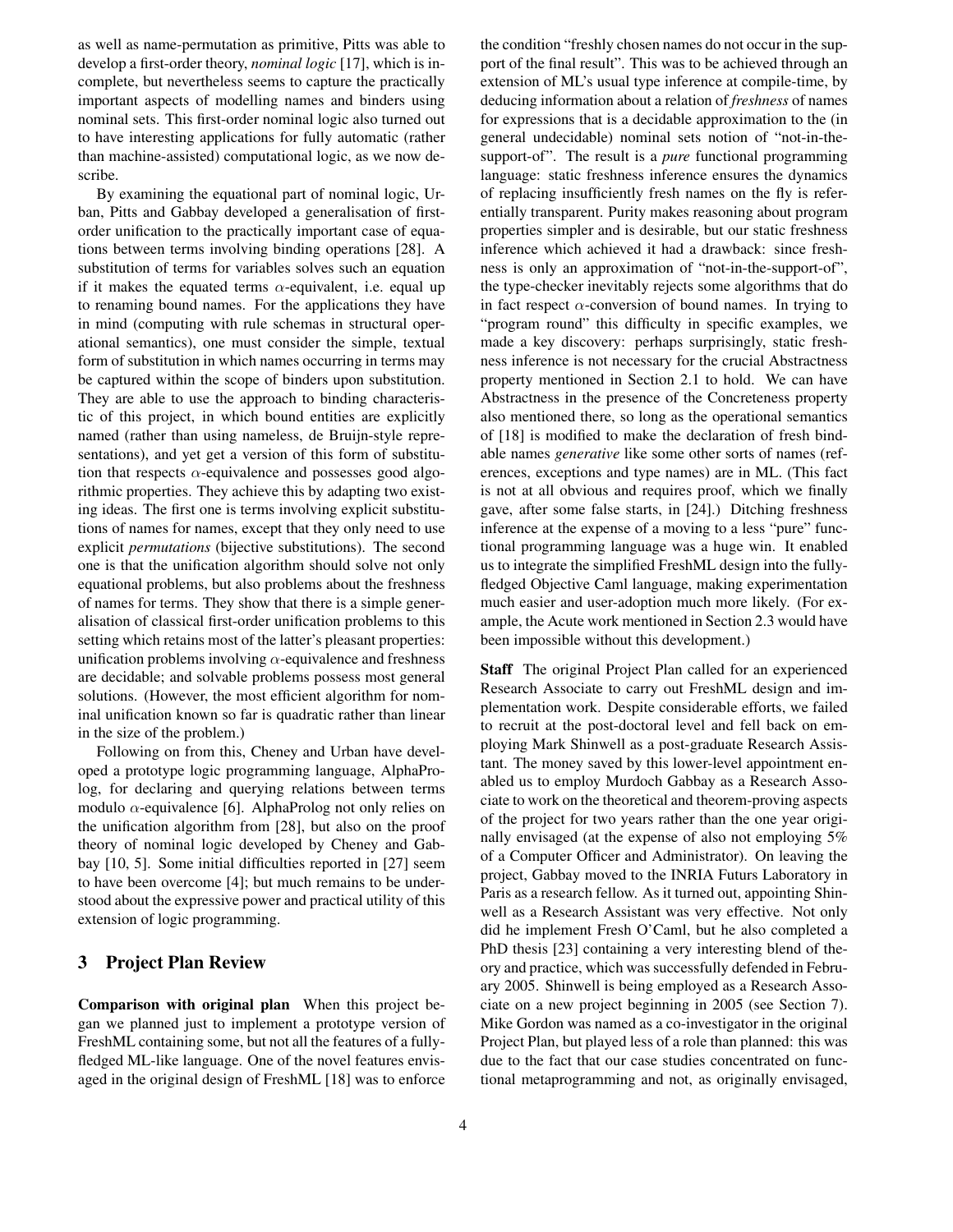as well as name-permutation as primitive, Pitts was able to develop a first-order theory, *nominal logic* [17], which is incomplete, but nevertheless seems to capture the practically important aspects of modelling names and binders using nominal sets. This first-order nominal logic also turned out to have interesting applications for fully automatic (rather than machine-assisted) computational logic, as we now describe.

By examining the equational part of nominal logic, Urban, Pitts and Gabbay developed a generalisation of first-order unification to the practically important case of equations between terms involving binding operations [28]. A substitution of terms for variables solves such an equation if it makes the equated terms $\alpha$-equivalent, i.e. equal up to renaming bound names. For the applications they have in mind (computing with rule schemas in structural operational semantics), one must consider the simple, textual form of substitution in which names occurring in terms may be captured within the scope of binders upon substitution. They are able to use the approach to binding characteristic of this project, in which bound entities are explicitly named (rather than using nameless, de Bruijn-style representations), and yet get a version of this form of substitution that respects $\alpha$-equivalence and possesses good algorithmic properties. They achieve this by adapting two existing ideas. The first one is terms involving explicit substitutions of names for names, except that they only need to use explicit *permutations* (bijective substitutions). The second one is that the unification algorithm should solve not only equational problems, but also problems about the freshness of names for terms. They show that there is a simple generalisation of classical first-order unification problems to this setting which retains most of the latter's pleasant properties: unification problems involving $\alpha$-equivalence and freshness are decidable; and solvable problems possess most general solutions. (However, the most efficient algorithm for nominal unification known so far is quadratic rather than linear in the size of the problem.)

Following on from this, Cheney and Urban have developed a prototype logic programming language, AlphaProlog, for declaring and querying relations between terms modulo $\alpha$-equivalence [6]. AlphaProlog not only relies on the unification algorithm from [28], but also on the proof theory of nominal logic developed by Cheney and Gabbay [10, 5]. Some initial difficulties reported in [27] seem to have been overcome [4]; but much remains to be understood about the expressive power and practical utility of this extension of logic programming.

## 3 Project Plan Review

**Comparison with original plan** When this project began we planned just to implement a prototype version of FreshML containing some, but not all the features of a fully-fledged ML-like language. One of the novel features envisaged in the original design of FreshML [18] was to enforce the condition "freshly chosen names do not occur in the support of the final result". This was to be achieved through an extension of ML's usual type inference at compile-time, by deducing information about a relation of *freshness* of names for expressions that is a decidable approximation to the (in general undecidable) nominal sets notion of "not-in-the-support-of". The result is a *pure* functional programming language: static freshness inference ensures the dynamics of replacing insufficiently fresh names on the fly is referentially transparent. Purity makes reasoning about program properties simpler and is desirable, but our static freshness inference which achieved it had a drawback: since freshness is only an approximation of "not-in-the-support-of", the type-checker inevitably rejects some algorithms that do in fact respect $\alpha$-conversion of bound names. In trying to "program round" this difficulty in specific examples, we made a key discovery: perhaps surprisingly, static freshness inference is not necessary for the crucial Abstractness property mentioned in Section 2.1 to hold. We can have Abstractness in the presence of the Concreteness property also mentioned there, so long as the operational semantics of [18] is modified to make the declaration of fresh bindable names *generative* like some other sorts of names (references, exceptions and type names) are in ML. (This fact is not at all obvious and requires proof, which we finally gave, after some false starts, in [24].) Ditching freshness inference at the expense of a moving to a less "pure" functional programming language was a huge win. It enabled us to integrate the simplified FreshML design into the fully-fledged Objective Caml language, making experimentation much easier and user-adoption much more likely. (For example, the Acute work mentioned in Section 2.3 would have been impossible without this development.)

**Staff** The original Project Plan called for an experienced Research Associate to carry out FreshML design and implementation work. Despite considerable efforts, we failed to recruit at the post-doctoral level and fell back on employing Mark Shinwell as a post-graduate Research Assistant. The money saved by this lower-level appointment enabled us to employ Murdoch Gabbay as a Research Associate to work on the theoretical and theorem-proving aspects of the project for two years rather than the one year originally envisaged (at the expense of also not employing 5% of a Computer Officer and Administrator). On leaving the project, Gabbay moved to the INRIA Futurs Laboratory in Paris as a research fellow. As it turned out, appointing Shinwell as a Research Assistant was very effective. Not only did he implement Fresh O'Caml, but he also completed a PhD thesis [23] containing a very interesting blend of theory and practice, which was successfully defended in February 2005. Shinwell is being employed as a Research Associate on a new project beginning in 2005 (see Section 7). Mike Gordon was named as a co-investigator in the original Project Plan, but played less of a role than planned: this was due to the fact that our case studies concentrated on functional metaprogramming and not, as originally envisaged,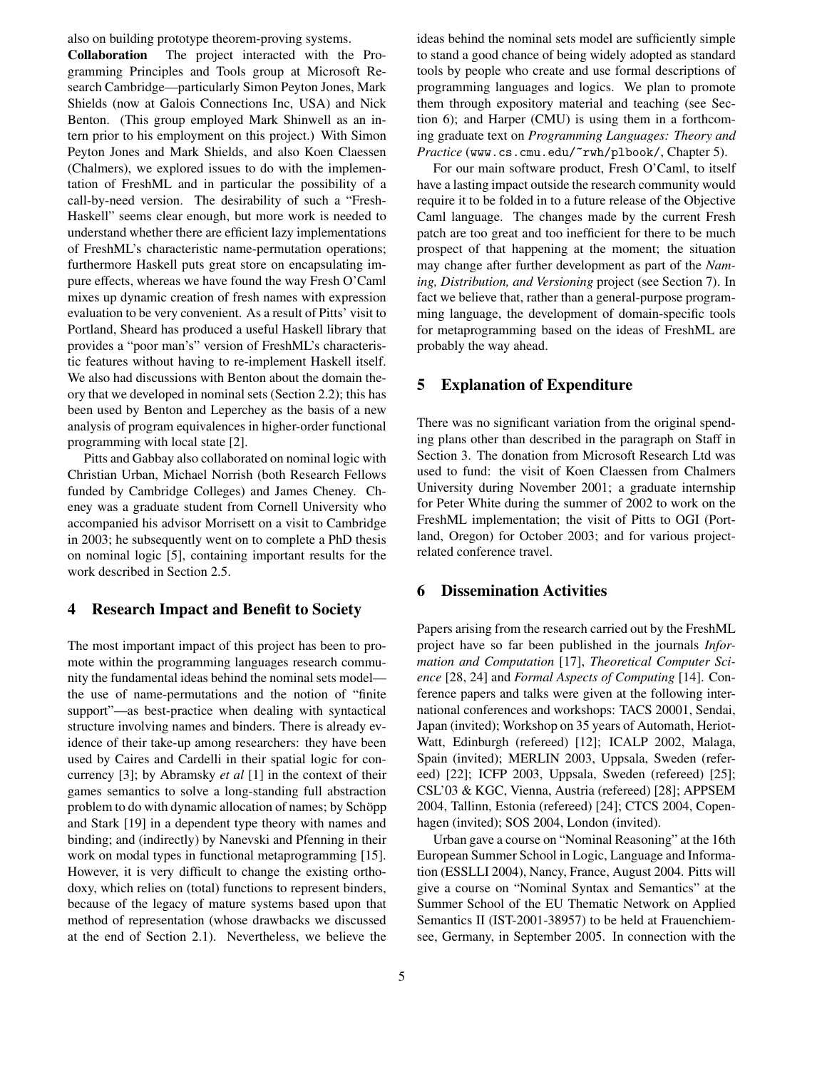also on building prototype theorem-proving systems.

**Collaboration** The project interacted with the Programming Principles and Tools group at Microsoft Research Cambridge—particularly Simon Peyton Jones, Mark Shields (now at Galois Connections Inc, USA) and Nick Benton. (This group employed Mark Shinwell as an intern prior to his employment on this project.) With Simon Peyton Jones and Mark Shields, and also Koen Claessen (Chalmers), we explored issues to do with the implementation of FreshML and in particular the possibility of a call-by-need version. The desirability of such a "Fresh-Haskell" seems clear enough, but more work is needed to understand whether there are efficient lazy implementations of FreshML's characteristic name-permutation operations; furthermore Haskell puts great store on encapsulating impure effects, whereas we have found the way Fresh O'Caml mixes up dynamic creation of fresh names with expression evaluation to be very convenient. As a result of Pitts' visit to Portland, Sheard has produced a useful Haskell library that provides a "poor man's" version of FreshML's characteristic features without having to re-implement Haskell itself. We also had discussions with Benton about the domain theory that we developed in nominal sets (Section 2.2); this has been used by Benton and Leperchey as the basis of a new analysis of program equivalences in higher-order functional programming with local state [2].

Pitts and Gabbay also collaborated on nominal logic with Christian Urban, Michael Norrish (both Research Fellows funded by Cambridge Colleges) and James Cheney. Cheney was a graduate student from Cornell University who accompanied his advisor Morrisett on a visit to Cambridge in 2003; he subsequently went on to complete a PhD thesis on nominal logic [5], containing important results for the work described in Section 2.5.

## 4 Research Impact and Benefit to Society

The most important impact of this project has been to promote within the programming languages research community the fundamental ideas behind the nominal sets model—the use of name-permutations and the notion of "finite support"—as best-practice when dealing with syntactical structure involving names and binders. There is already evidence of their take-up among researchers: they have been used by Caires and Cardelli in their spatial logic for concurrency [3]; by Abramsky *et al* [1] in the context of their games semantics to solve a long-standing full abstraction problem to do with dynamic allocation of names; by Schöpp and Stark [19] in a dependent type theory with names and binding; and (indirectly) by Nanevski and Pfenning in their work on modal types in functional metaprogramming [15]. However, it is very difficult to change the existing orthodoxy, which relies on (total) functions to represent binders, because of the legacy of mature systems based upon that method of representation (whose drawbacks we discussed at the end of Section 2.1). Nevertheless, we believe the ideas behind the nominal sets model are sufficiently simple to stand a good chance of being widely adopted as standard tools by people who create and use formal descriptions of programming languages and logics. We plan to promote them through expository material and teaching (see Section 6); and Harper (CMU) is using them in a forthcoming graduate text on *Programming Languages: Theory and Practice* (`www.cs.cmu.edu/~rwh/plbook/`, Chapter 5).

For our main software product, Fresh O'Caml, to itself have a lasting impact outside the research community would require it to be folded in to a future release of the Objective Caml language. The changes made by the current Fresh patch are too great and too inefficient for there to be much prospect of that happening at the moment; the situation may change after further development as part of the *Naming, Distribution, and Versioning* project (see Section 7). In fact we believe that, rather than a general-purpose programming language, the development of domain-specific tools for metaprogramming based on the ideas of FreshML are probably the way ahead.

## 5 Explanation of Expenditure

There was no significant variation from the original spending plans other than described in the paragraph on Staff in Section 3. The donation from Microsoft Research Ltd was used to fund: the visit of Koen Claessen from Chalmers University during November 2001; a graduate internship for Peter White during the summer of 2002 to work on the FreshML implementation; the visit of Pitts to OGI (Portland, Oregon) for October 2003; and for various project-related conference travel.

## 6 Dissemination Activities

Papers arising from the research carried out by the FreshML project have so far been published in the journals *Information and Computation* [17], *Theoretical Computer Science* [28, 24] and *Formal Aspects of Computing* [14]. Conference papers and talks were given at the following international conferences and workshops: TACS 20001, Sendai, Japan (invited); Workshop on 35 years of Automath, Heriot-Watt, Edinburgh (refereed) [12]; ICALP 2002, Malaga, Spain (invited); MERLIN 2003, Uppsala, Sweden (refereed) [22]; ICFP 2003, Uppsala, Sweden (refereed) [25]; CSL'03 & KGC, Vienna, Austria (refereed) [28]; APPSEM 2004, Tallinn, Estonia (refereed) [24]; CTCS 2004, Copenhagen (invited); SOS 2004, London (invited).

Urban gave a course on "Nominal Reasoning" at the 16th European Summer School in Logic, Language and Information (ESSLLI 2004), Nancy, France, August 2004. Pitts will give a course on "Nominal Syntax and Semantics" at the Summer School of the EU Thematic Network on Applied Semantics II (IST-2001-38957) to be held at Frauenchiemsee, Germany, in September 2005. In connection with the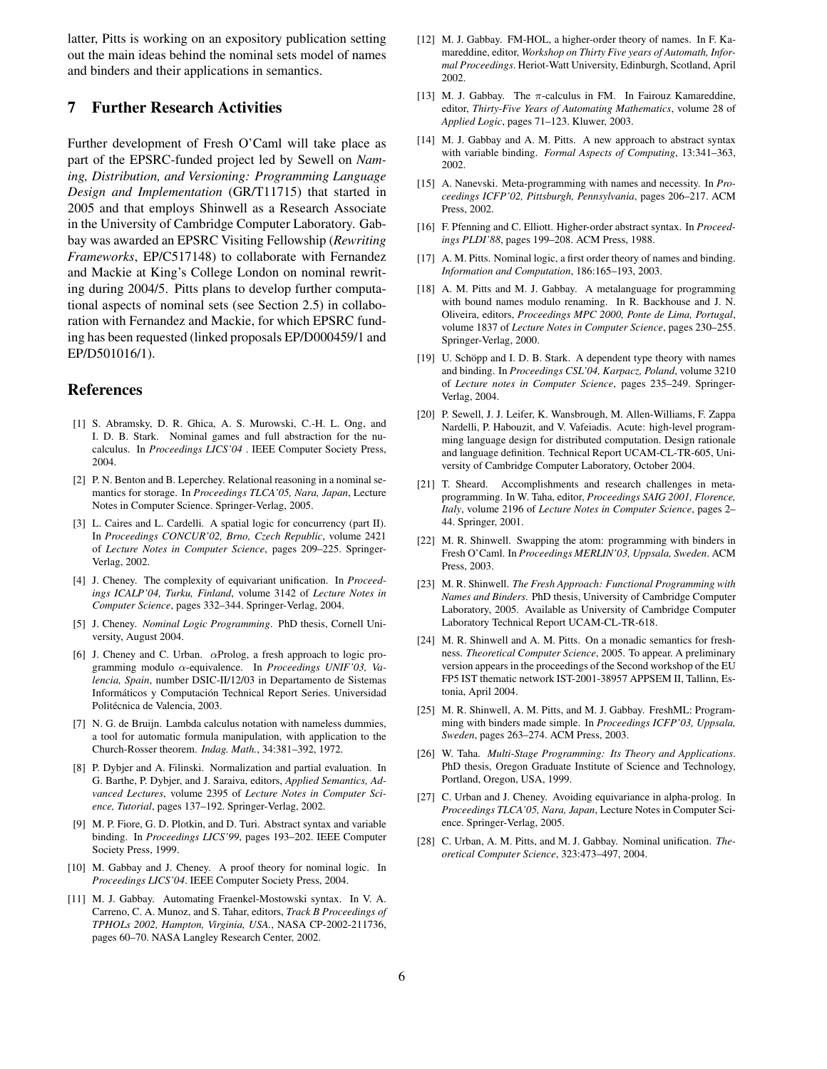latter, Pitts is working on an expository publication setting out the main ideas behind the nominal sets model of names and binders and their applications in semantics.

## 7 Further Research Activities

Further development of Fresh O'Caml will take place as part of the EPSRC-funded project led by Sewell on *Naming, Distribution, and Versioning: Programming Language Design and Implementation* (GR/T11715) that started in 2005 and that employs Shinwell as a Research Associate in the University of Cambridge Computer Laboratory. Gabbay was awarded an EPSRC Visiting Fellowship (*Rewriting Frameworks*, EP/C517148) to collaborate with Fernandez and Mackie at King's College London on nominal rewriting during 2004/5. Pitts plans to develop further computational aspects of nominal sets (see Section 2.5) in collaboration with Fernandez and Mackie, for which EPSRC funding has been requested (linked proposals EP/D000459/1 and EP/D501016/1).

## References

[1] S. Abramsky, D. R. Ghica, A. S. Murowski, C.-H. L. Ong, and I. D. B. Stark. Nominal games and full abstraction for the nu-calculus. In *Proceedings LICS'04* . IEEE Computer Society Press, 2004.

[2] P. N. Benton and B. Leperchey. Relational reasoning in a nominal semantics for storage. In *Proceedings TLCA'05, Nara, Japan*, Lecture Notes in Computer Science. Springer-Verlag, 2005.

[3] L. Caires and L. Cardelli. A spatial logic for concurrency (part II). In *Proceedings CONCUR'02, Brno, Czech Republic*, volume 2421 of *Lecture Notes in Computer Science*, pages 209–225. Springer-Verlag, 2002.

[4] J. Cheney. The complexity of equivariant unification. In *Proceedings ICALP'04, Turku, Finland*, volume 3142 of *Lecture Notes in Computer Science*, pages 332–344. Springer-Verlag, 2004.

[5] J. Cheney. *Nominal Logic Programming*. PhD thesis, Cornell University, August 2004.

[6] J. Cheney and C. Urban. $\alpha$Prolog, a fresh approach to logic programming modulo $\alpha$-equivalence. In *Proceedings UNIF'03, Valencia, Spain*, number DSIC-II/12/03 in Departamento de Sistemas Informáticos y Computación Technical Report Series. Universidad Politécnica de Valencia, 2003.

[7] N. G. de Bruijn. Lambda calculus notation with nameless dummies, a tool for automatic formula manipulation, with application to the Church-Rosser theorem. *Indag. Math.*, 34:381–392, 1972.

[8] P. Dybjer and A. Filinski. Normalization and partial evaluation. In G. Barthe, P. Dybjer, and J. Saraiva, editors, *Applied Semantics, Advanced Lectures*, volume 2395 of *Lecture Notes in Computer Science, Tutorial*, pages 137–192. Springer-Verlag, 2002.

[9] M. P. Fiore, G. D. Plotkin, and D. Turi. Abstract syntax and variable binding. In *Proceedings LICS'99*, pages 193–202. IEEE Computer Society Press, 1999.

[10] M. Gabbay and J. Cheney. A proof theory for nominal logic. In *Proceedings LICS'04*. IEEE Computer Society Press, 2004.

[11] M. J. Gabbay. Automating Fraenkel-Mostowski syntax. In V. A. Carreno, C. A. Munoz, and S. Tahar, editors, *Track B Proceedings of TPHOLs 2002, Hampton, Virginia, USA.*, NASA CP-2002-211736, pages 60–70. NASA Langley Research Center, 2002.

[12] M. J. Gabbay. FM-HOL, a higher-order theory of names. In F. Kamareddine, editor, *Workshop on Thirty Five years of Automath, Informal Proceedings*. Heriot-Watt University, Edinburgh, Scotland, April 2002.

[13] M. J. Gabbay. The $\pi$-calculus in FM. In Fairouz Kamareddine, editor, *Thirty-Five Years of Automating Mathematics*, volume 28 of *Applied Logic*, pages 71–123. Kluwer, 2003.

[14] M. J. Gabbay and A. M. Pitts. A new approach to abstract syntax with variable binding. *Formal Aspects of Computing*, 13:341–363, 2002.

[15] A. Nanevski. Meta-programming with names and necessity. In *Proceedings ICFP'02, Pittsburgh, Pennsylvania*, pages 206–217. ACM Press, 2002.

[16] F. Pfenning and C. Elliott. Higher-order abstract syntax. In *Proceedings PLDI'88*, pages 199–208. ACM Press, 1988.

[17] A. M. Pitts. Nominal logic, a first order theory of names and binding. *Information and Computation*, 186:165–193, 2003.

[18] A. M. Pitts and M. J. Gabbay. A metalanguage for programming with bound names modulo renaming. In R. Backhouse and J. N. Oliveira, editors, *Proceedings MPC 2000, Ponte de Lima, Portugal*, volume 1837 of *Lecture Notes in Computer Science*, pages 230–255. Springer-Verlag, 2000.

[19] U. Schöpp and I. D. B. Stark. A dependent type theory with names and binding. In *Proceedings CSL'04, Karpacz, Poland*, volume 3210 of *Lecture notes in Computer Science*, pages 235–249. Springer-Verlag, 2004.

[20] P. Sewell, J. J. Leifer, K. Wansbrough, M. Allen-Williams, F. Zappa Nardelli, P. Habouzit, and V. Vafeiadis. Acute: high-level programming language design for distributed computation. Design rationale and language definition. Technical Report UCAM-CL-TR-605, University of Cambridge Computer Laboratory, October 2004.

[21] T. Sheard. Accomplishments and research challenges in meta-programming. In W. Taha, editor, *Proceedings SAIG 2001, Florence, Italy*, volume 2196 of *Lecture Notes in Computer Science*, pages 2–44. Springer, 2001.

[22] M. R. Shinwell. Swapping the atom: programming with binders in Fresh O'Caml. In *Proceedings MERLIN'03, Uppsala, Sweden*. ACM Press, 2003.

[23] M. R. Shinwell. *The Fresh Approach: Functional Programming with Names and Binders*. PhD thesis, University of Cambridge Computer Laboratory, 2005. Available as University of Cambridge Computer Laboratory Technical Report UCAM-CL-TR-618.

[24] M. R. Shinwell and A. M. Pitts. On a monadic semantics for freshness. *Theoretical Computer Science*, 2005. To appear. A preliminary version appears in the proceedings of the Second workshop of the EU FP5 IST thematic network IST-2001-38957 APPSEM II, Tallinn, Estonia, April 2004.

[25] M. R. Shinwell, A. M. Pitts, and M. J. Gabbay. FreshML: Programming with binders made simple. In *Proceedings ICFP'03, Uppsala, Sweden*, pages 263–274. ACM Press, 2003.

[26] W. Taha. *Multi-Stage Programming: Its Theory and Applications*. PhD thesis, Oregon Graduate Institute of Science and Technology, Portland, Oregon, USA, 1999.

[27] C. Urban and J. Cheney. Avoiding equivariance in alpha-prolog. In *Proceedings TLCA'05, Nara, Japan*, Lecture Notes in Computer Science. Springer-Verlag, 2005.

[28] C. Urban, A. M. Pitts, and M. J. Gabbay. Nominal unification. *Theoretical Computer Science*, 323:473–497, 2004.